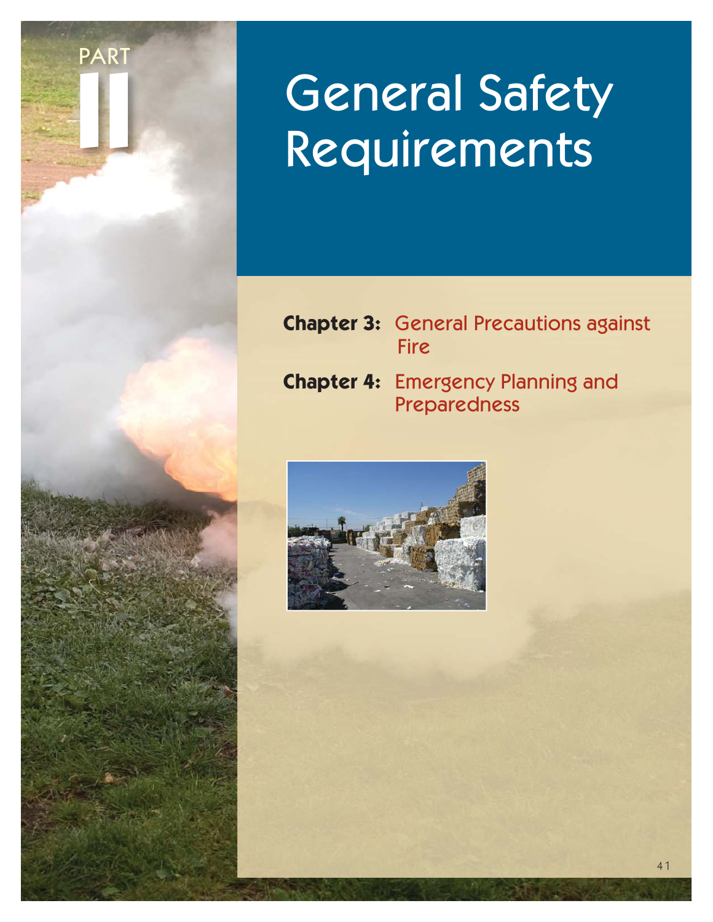PART II

# General Safety Requirements

**Chapter 3:** General Precautions against Fire

**Chapter 4:** Emergency Planning and Preparedness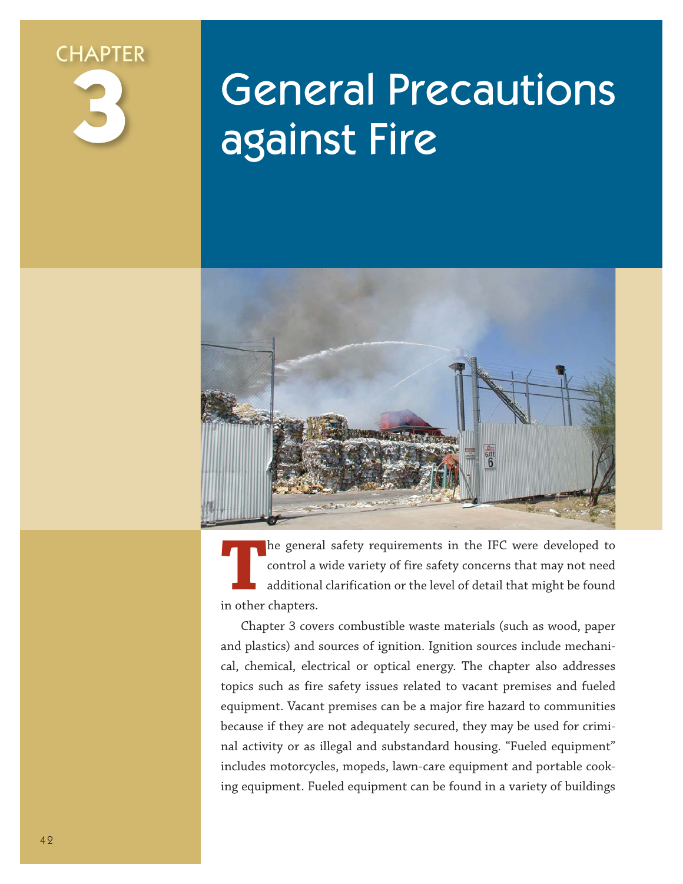# CHAPTER 3

# General Precautions against Fire

The general safety requirements in the IFC were developed to control a wide variety of fire safety concerns that may not need additional clarification or the level of detail that might be found in other chapters.

Chapter 3 covers combustible waste materials (such as wood, paper and plastics) and sources of ignition. Ignition sources include mechanical, chemical, electrical or optical energy. The chapter also addresses topics such as fire safety issues related to vacant premises and fueled equipment. Vacant premises can be a major fire hazard to communities because if they are not adequately secured, they may be used for criminal activity or as illegal and substandard housing. "Fueled equipment" includes motorcycles, mopeds, lawn-care equipment and portable cooking equipment. Fueled equipment can be found in a variety of buildings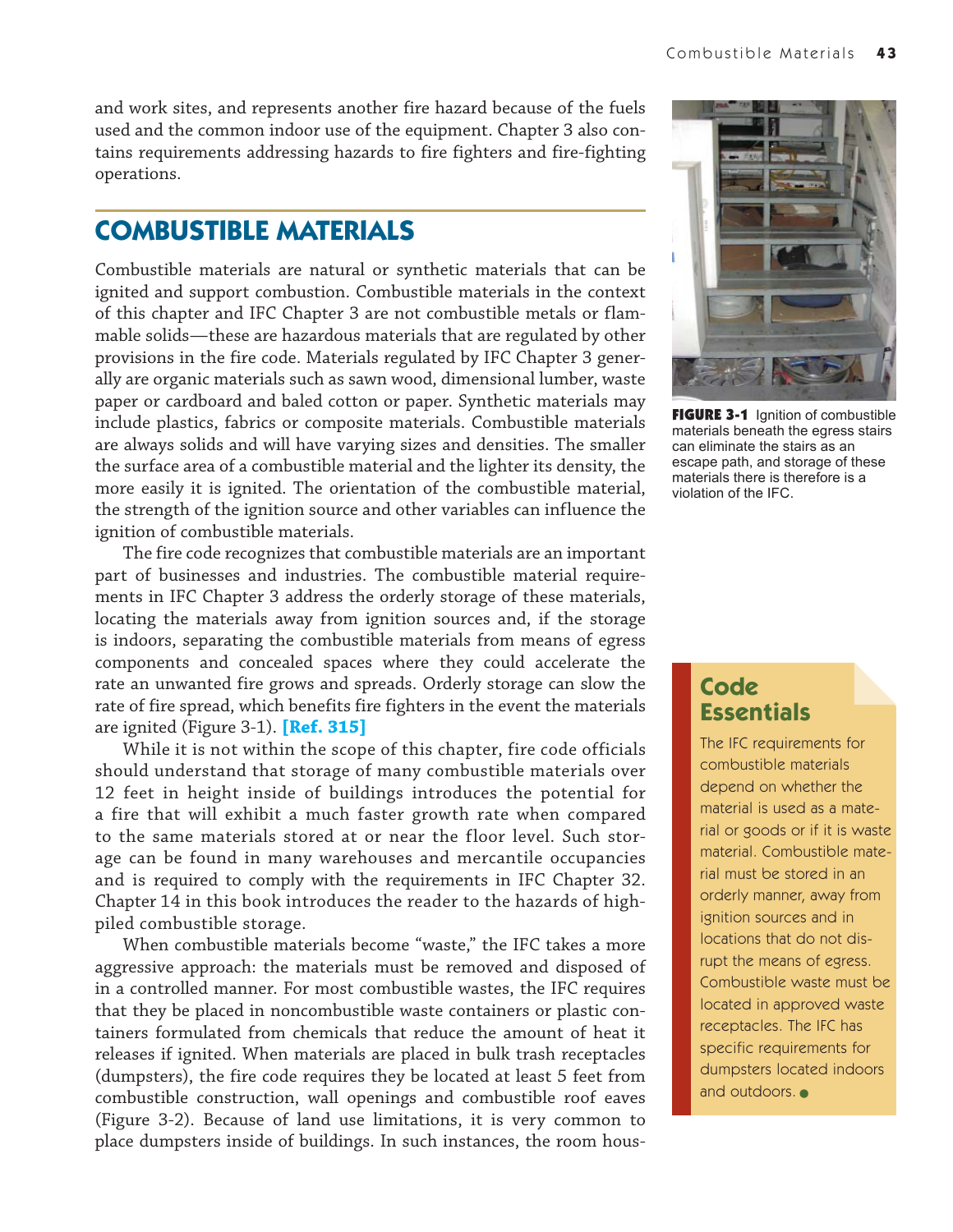and work sites, and represents another fire hazard because of the fuels used and the common indoor use of the equipment. Chapter 3 also contains requirements addressing hazards to fire fighters and fire-fighting operations.

## COMBUSTIBLE MATERIALS

Combustible materials are natural or synthetic materials that can be ignited and support combustion. Combustible materials in the context of this chapter and IFC Chapter 3 are not combustible metals or flammable solids—these are hazardous materials that are regulated by other provisions in the fire code. Materials regulated by IFC Chapter 3 generally are organic materials such as sawn wood, dimensional lumber, waste paper or cardboard and baled cotton or paper. Synthetic materials may include plastics, fabrics or composite materials. Combustible materials are always solids and will have varying sizes and densities. The smaller the surface area of a combustible material and the lighter its density, the more easily it is ignited. The orientation of the combustible material, the strength of the ignition source and other variables can influence the ignition of combustible materials.

The fire code recognizes that combustible materials are an important part of businesses and industries. The combustible material requirements in IFC Chapter 3 address the orderly storage of these materials, locating the materials away from ignition sources and, if the storage is indoors, separating the combustible materials from means of egress components and concealed spaces where they could accelerate the rate an unwanted fire grows and spreads. Orderly storage can slow the rate of fire spread, which benefits fire fighters in the event the materials are ignited (Figure 3-1). **[Ref. 315]**

**FIGURE 3-1** Ignition of combustible materials beneath the egress stairs can eliminate the stairs as an escape path, and storage of these materials there is therefore is a violation of the IFC.

While it is not within the scope of this chapter, fire code officials should understand that storage of many combustible materials over 12 feet in height inside of buildings introduces the potential for a fire that will exhibit a much faster growth rate when compared to the same materials stored at or near the floor level. Such storage can be found in many warehouses and mercantile occupancies and is required to comply with the requirements in IFC Chapter 32. Chapter 14 in this book introduces the reader to the hazards of high-piled combustible storage.

When combustible materials become "waste," the IFC takes a more aggressive approach: the materials must be removed and disposed of in a controlled manner. For most combustible wastes, the IFC requires that they be placed in noncombustible waste containers or plastic containers formulated from chemicals that reduce the amount of heat it releases if ignited. When materials are placed in bulk trash receptacles (dumpsters), the fire code requires they be located at least 5 feet from combustible construction, wall openings and combustible roof eaves (Figure 3-2). Because of land use limitations, it is very common to place dumpsters inside of buildings. In such instances, the room hous-

> **Code Essentials**
>
> The IFC requirements for combustible materials depend on whether the material is used as a material or goods or if it is waste material. Combustible material must be stored in an orderly manner, away from ignition sources and in locations that do not disrupt the means of egress. Combustible waste must be located in approved waste receptacles. The IFC has specific requirements for dumpsters located indoors and outdoors.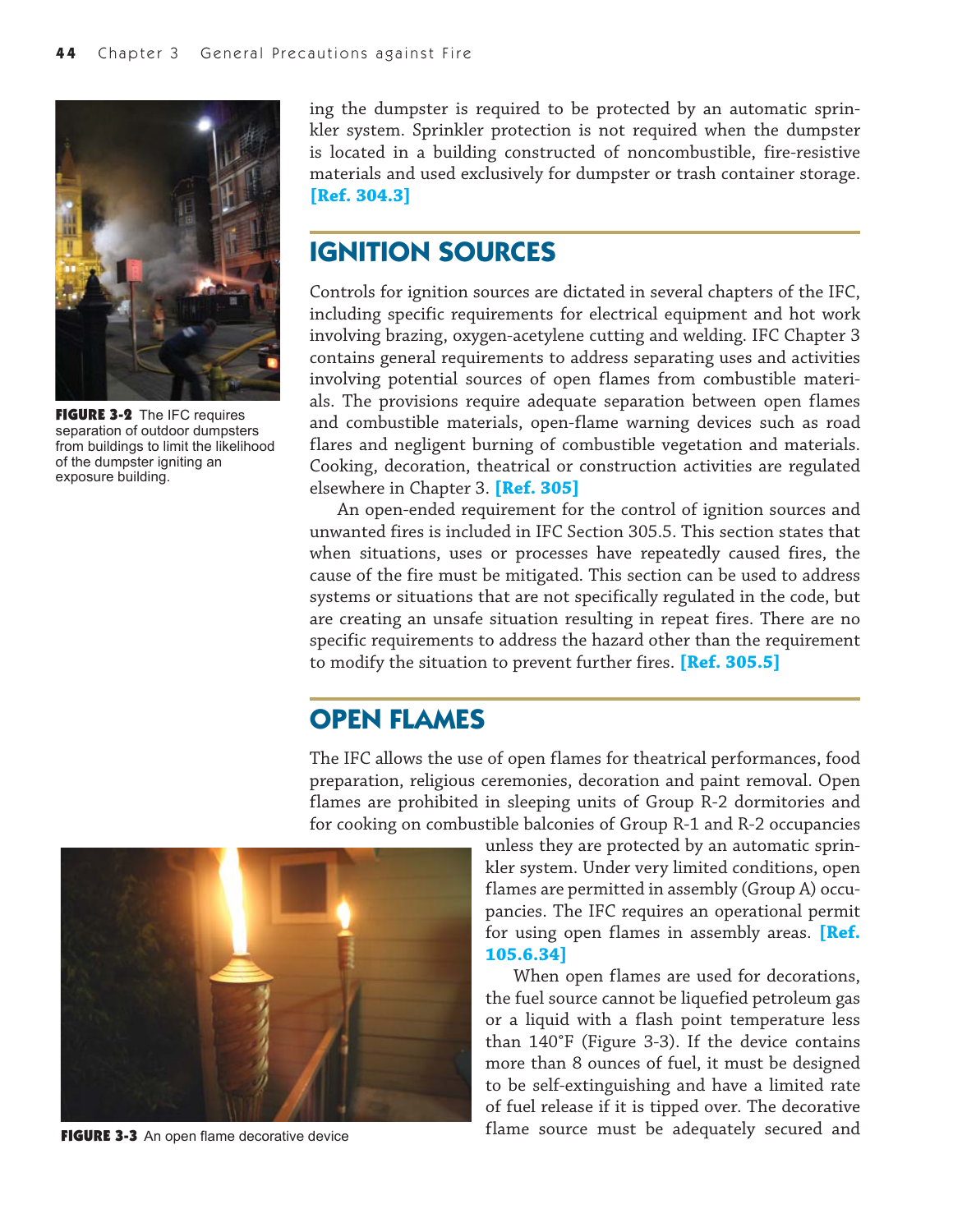ing the dumpster is required to be protected by an automatic sprinkler system. Sprinkler protection is not required when the dumpster is located in a building constructed of noncombustible, fire-resistive materials and used exclusively for dumpster or trash container storage. **[Ref. 304.3]**

**FIGURE 3-2** The IFC requires separation of outdoor dumpsters from buildings to limit the likelihood of the dumpster igniting an exposure building.

## IGNITION SOURCES

Controls for ignition sources are dictated in several chapters of the IFC, including specific requirements for electrical equipment and hot work involving brazing, oxygen-acetylene cutting and welding. IFC Chapter 3 contains general requirements to address separating uses and activities involving potential sources of open flames from combustible materials. The provisions require adequate separation between open flames and combustible materials, open-flame warning devices such as road flares and negligent burning of combustible vegetation and materials. Cooking, decoration, theatrical or construction activities are regulated elsewhere in Chapter 3. **[Ref. 305]**

An open-ended requirement for the control of ignition sources and unwanted fires is included in IFC Section 305.5. This section states that when situations, uses or processes have repeatedly caused fires, the cause of the fire must be mitigated. This section can be used to address systems or situations that are not specifically regulated in the code, but are creating an unsafe situation resulting in repeat fires. There are no specific requirements to address the hazard other than the requirement to modify the situation to prevent further fires. **[Ref. 305.5]**

## OPEN FLAMES

The IFC allows the use of open flames for theatrical performances, food preparation, religious ceremonies, decoration and paint removal. Open flames are prohibited in sleeping units of Group R-2 dormitories and for cooking on combustible balconies of Group R-1 and R-2 occupancies unless they are protected by an automatic sprinkler system. Under very limited conditions, open flames are permitted in assembly (Group A) occupancies. The IFC requires an operational permit for using open flames in assembly areas. **[Ref. 105.6.34]**

When open flames are used for decorations, the fuel source cannot be liquefied petroleum gas or a liquid with a flash point temperature less than 140°F (Figure 3-3). If the device contains more than 8 ounces of fuel, it must be designed to be self-extinguishing and have a limited rate of fuel release if it is tipped over. The decorative flame source must be adequately secured and

**FIGURE 3-3** An open flame decorative device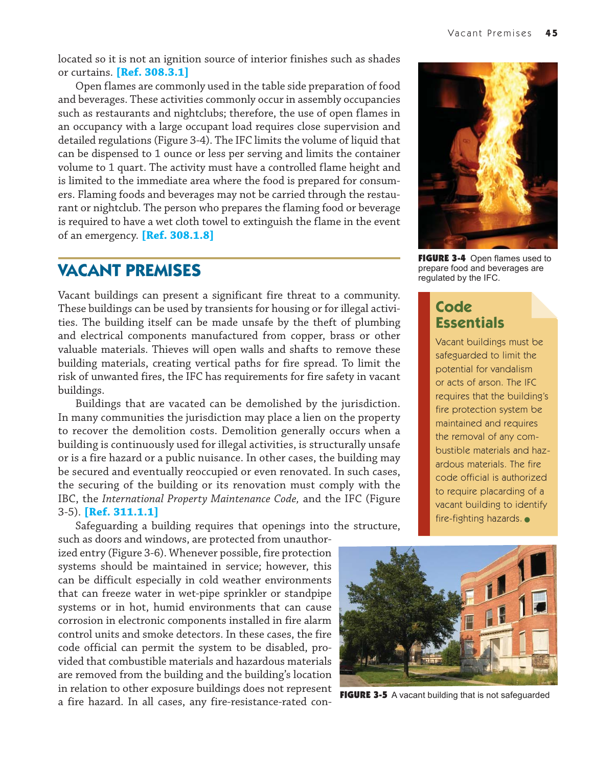located so it is not an ignition source of interior finishes such as shades or curtains. **[Ref. 308.3.1]**

Open flames are commonly used in the table side preparation of food and beverages. These activities commonly occur in assembly occupancies such as restaurants and nightclubs; therefore, the use of open flames in an occupancy with a large occupant load requires close supervision and detailed regulations (Figure 3-4). The IFC limits the volume of liquid that can be dispensed to 1 ounce or less per serving and limits the container volume to 1 quart. The activity must have a controlled flame height and is limited to the immediate area where the food is prepared for consumers. Flaming foods and beverages may not be carried through the restaurant or nightclub. The person who prepares the flaming food or beverage is required to have a wet cloth towel to extinguish the flame in the event of an emergency. **[Ref. 308.1.8]**

**FIGURE 3-4** Open flames used to prepare food and beverages are regulated by the IFC.

## VACANT PREMISES

Vacant buildings can present a significant fire threat to a community. These buildings can be used by transients for housing or for illegal activities. The building itself can be made unsafe by the theft of plumbing and electrical components manufactured from copper, brass or other valuable materials. Thieves will open walls and shafts to remove these building materials, creating vertical paths for fire spread. To limit the risk of unwanted fires, the IFC has requirements for fire safety in vacant buildings.

Buildings that are vacated can be demolished by the jurisdiction. In many communities the jurisdiction may place a lien on the property to recover the demolition costs. Demolition generally occurs when a building is continuously used for illegal activities, is structurally unsafe or is a fire hazard or a public nuisance. In other cases, the building may be secured and eventually reoccupied or even renovated. In such cases, the securing of the building or its renovation must comply with the IBC, the *International Property Maintenance Code,* and the IFC (Figure 3-5). **[Ref. 311.1.1]**

> **Code Essentials**
>
> Vacant buildings must be safeguarded to limit the potential for vandalism or acts of arson. The IFC requires that the building's fire protection system be maintained and requires the removal of any combustible materials and hazardous materials. The fire code official is authorized to require placarding of a vacant building to identify fire-fighting hazards.

Safeguarding a building requires that openings into the structure, such as doors and windows, are protected from unauthorized entry (Figure 3-6). Whenever possible, fire protection systems should be maintained in service; however, this can be difficult especially in cold weather environments that can freeze water in wet-pipe sprinkler or standpipe systems or in hot, humid environments that can cause corrosion in electronic components installed in fire alarm control units and smoke detectors. In these cases, the fire code official can permit the system to be disabled, provided that combustible materials and hazardous materials are removed from the building and the building's location in relation to other exposure buildings does not represent a fire hazard. In all cases, any fire-resistance-rated con-

**FIGURE 3-5** A vacant building that is not safeguarded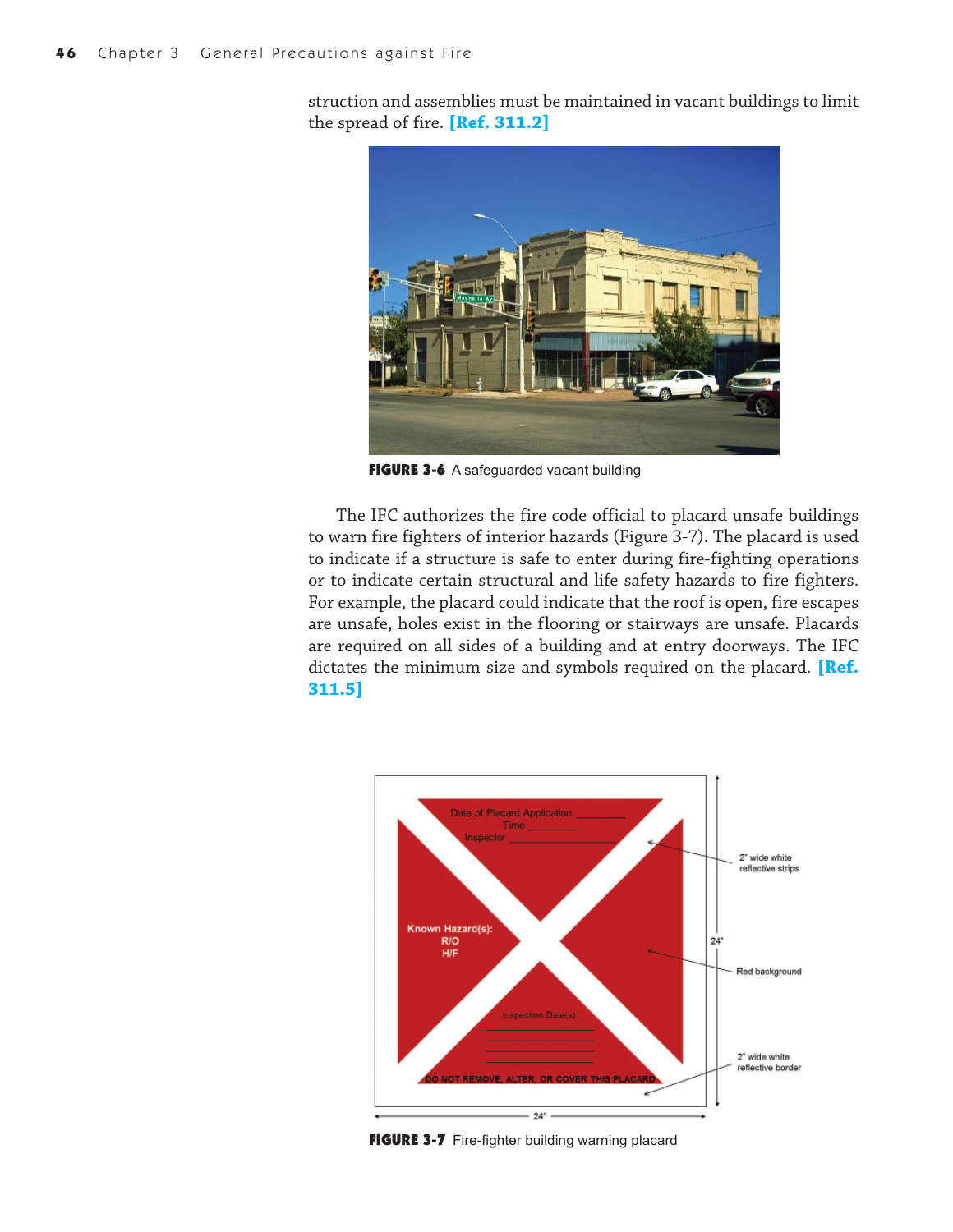struction and assemblies must be maintained in vacant buildings to limit the spread of fire. **[Ref. 311.2]**

**FIGURE 3-6** A safeguarded vacant building

The IFC authorizes the fire code official to placard unsafe buildings to warn fire fighters of interior hazards (Figure 3-7). The placard is used to indicate if a structure is safe to enter during fire-fighting operations or to indicate certain structural and life safety hazards to fire fighters. For example, the placard could indicate that the roof is open, fire escapes are unsafe, holes exist in the flooring or stairways are unsafe. Placards are required on all sides of a building and at entry doorways. The IFC dictates the minimum size and symbols required on the placard. **[Ref. 311.5]**

**FIGURE 3-7** Fire-fighter building warning placard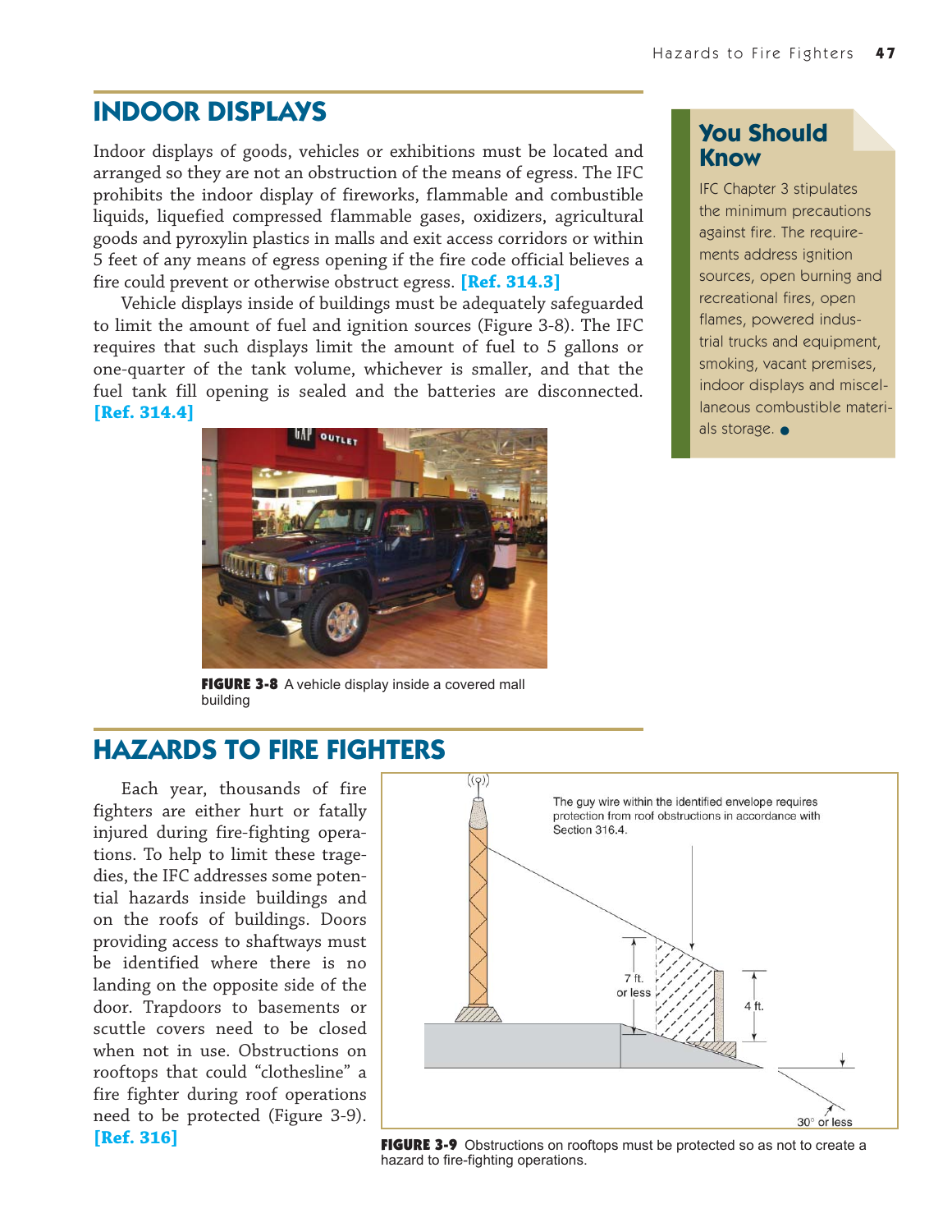## INDOOR DISPLAYS

Indoor displays of goods, vehicles or exhibitions must be located and arranged so they are not an obstruction of the means of egress. The IFC prohibits the indoor display of fireworks, flammable and combustible liquids, liquefied compressed flammable gases, oxidizers, agricultural goods and pyroxylin plastics in malls and exit access corridors or within 5 feet of any means of egress opening if the fire code official believes a fire could prevent or otherwise obstruct egress. **[Ref. 314.3]**

Vehicle displays inside of buildings must be adequately safeguarded to limit the amount of fuel and ignition sources (Figure 3-8). The IFC requires that such displays limit the amount of fuel to 5 gallons or one-quarter of the tank volume, whichever is smaller, and that the fuel tank fill opening is sealed and the batteries are disconnected. **[Ref. 314.4]**

**FIGURE 3-8** A vehicle display inside a covered mall building

> **You Should Know**
>
> IFC Chapter 3 stipulates the minimum precautions against fire. The requirements address ignition sources, open burning and recreational fires, open flames, powered industrial trucks and equipment, smoking, vacant premises, indoor displays and miscellaneous combustible materials storage.

## HAZARDS TO FIRE FIGHTERS

Each year, thousands of fire fighters are either hurt or fatally injured during fire-fighting operations. To help to limit these tragedies, the IFC addresses some potential hazards inside buildings and on the roofs of buildings. Doors providing access to shaftways must be identified where there is no landing on the opposite side of the door. Trapdoors to basements or scuttle covers need to be closed when not in use. Obstructions on rooftops that could "clothesline" a fire fighter during roof operations need to be protected (Figure 3-9). **[Ref. 316]**

The guy wire within the identified envelope requires protection from roof obstructions in accordance with Section 316.4.

7 ft. or less

4 ft.

30° or less

**FIGURE 3-9** Obstructions on rooftops must be protected so as not to create a hazard to fire-fighting operations.